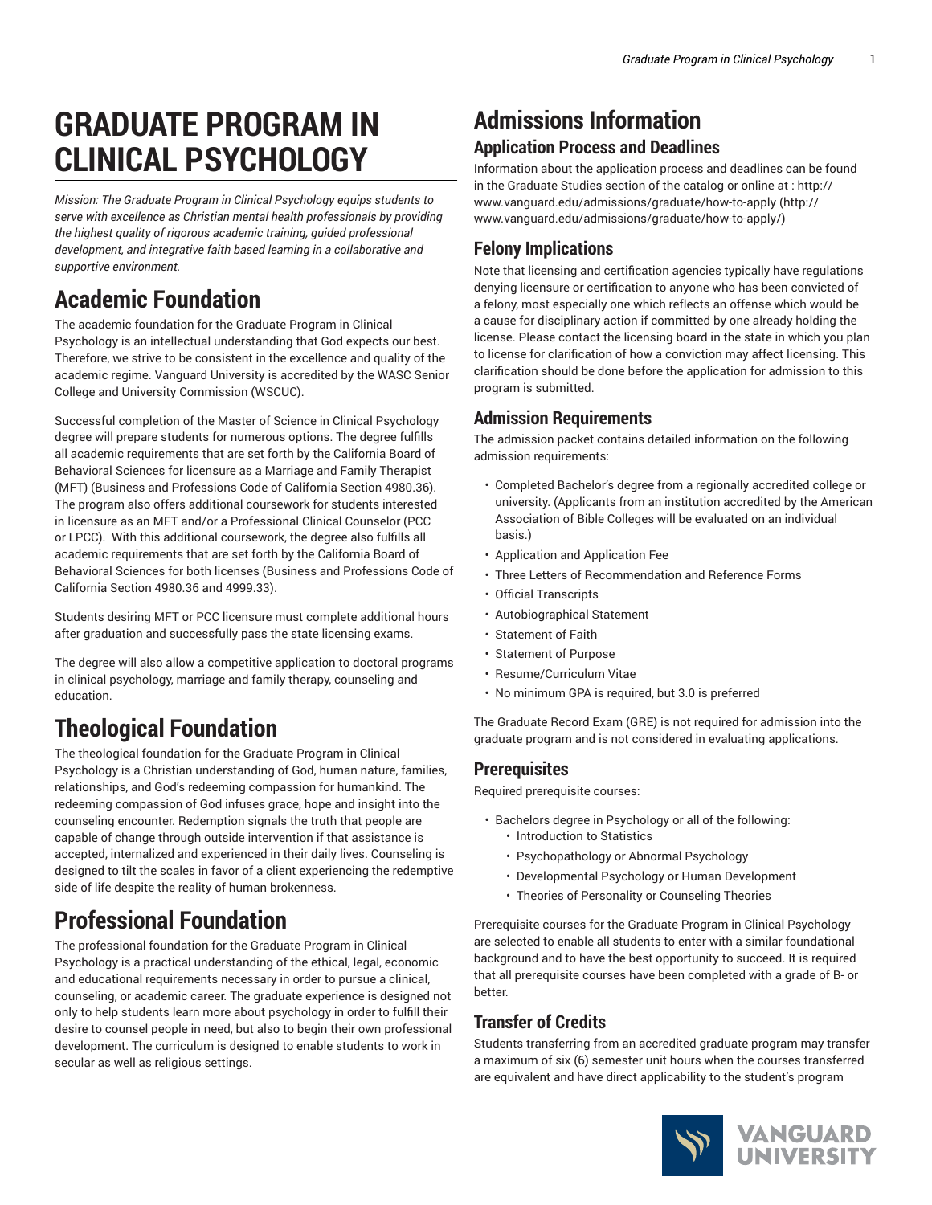# GRADUATE PROGRAM IN CLINICAL PSYCHOLOGY

*Mission: The Graduate Program in Clinical Psychology equips students to serve with excellence as Christian mental health professionals by providing the highest quality of rigorous academic training, guided professional development, and integrative faith based learning in a collaborative and supportive environment.*

# Academic Foundation

The academic foundation for the Graduate Program in Clinical Psychology is an intellectual understanding that God expects our best. Therefore, we strive to be consistent in the excellence and quality of the academic regime. Vanguard University is accredited by the WASC Senior College and University Commission (WSCUC).

Successful completion of the Master of Science in Clinical Psychology degree will prepare students for numerous options. The degree fulfills all academic requirements that are set forth by the California Board of Behavioral Sciences for licensure as a Marriage and Family Therapist (MFT) (Business and Professions Code of California Section 4980.36). The program also offers additional coursework for students interested in licensure as an MFT and/or a Professional Clinical Counselor (PCC or LPCC). With this additional coursework, the degree also fulfills all academic requirements that are set forth by the California Board of Behavioral Sciences for both licenses (Business and Professions Code of California Section 4980.36 and 4999.33).

Students desiring MFT or PCC licensure must complete additional hours after graduation and successfully pass the state licensing exams.

The degree will also allow a competitive application to doctoral programs in clinical psychology, marriage and family therapy, counseling and education.

# Theological Foundation

The theological foundation for the Graduate Program in Clinical Psychology is a Christian understanding of God, human nature, families, relationships, and God's redeeming compassion for humankind. The redeeming compassion of God infuses grace, hope and insight into the counseling encounter. Redemption signals the truth that people are capable of change through outside intervention if that assistance is accepted, internalized and experienced in their daily lives. Counseling is designed to tilt the scales in favor of a client experiencing the redemptive side of life despite the reality of human brokenness.

# Professional Foundation

The professional foundation for the Graduate Program in Clinical Psychology is a practical understanding of the ethical, legal, economic and educational requirements necessary in order to pursue a clinical, counseling, or academic career. The graduate experience is designed not only to help students learn more about psychology in order to fulfill their desire to counsel people in need, but also to begin their own professional development. The curriculum is designed to enable students to work in secular as well as religious settings.

# Admissions Information

## Application Process and Deadlines

Information about the application process and deadlines can be found in the Graduate Studies section of the catalog or online at : http://www.vanguard.edu/admissions/graduate/how-to-apply (http://www.vanguard.edu/admissions/graduate/how-to-apply/)

## Felony Implications

Note that licensing and certification agencies typically have regulations denying licensure or certification to anyone who has been convicted of a felony, most especially one which reflects an offense which would be a cause for disciplinary action if committed by one already holding the license. Please contact the licensing board in the state in which you plan to license for clarification of how a conviction may affect licensing. This clarification should be done before the application for admission to this program is submitted.

## Admission Requirements

The admission packet contains detailed information on the following admission requirements:

- Completed Bachelor's degree from a regionally accredited college or university. (Applicants from an institution accredited by the American Association of Bible Colleges will be evaluated on an individual basis.)
- Application and Application Fee
- Three Letters of Recommendation and Reference Forms
- Official Transcripts
- Autobiographical Statement
- Statement of Faith
- Statement of Purpose
- Resume/Curriculum Vitae
- No minimum GPA is required, but 3.0 is preferred

The Graduate Record Exam (GRE) is not required for admission into the graduate program and is not considered in evaluating applications.

## Prerequisites

Required prerequisite courses:

- Bachelors degree in Psychology or all of the following:
  - Introduction to Statistics
  - Psychopathology or Abnormal Psychology
  - Developmental Psychology or Human Development
  - Theories of Personality or Counseling Theories

Prerequisite courses for the Graduate Program in Clinical Psychology are selected to enable all students to enter with a similar foundational background and to have the best opportunity to succeed. It is required that all prerequisite courses have been completed with a grade of B- or better.

## Transfer of Credits

Students transferring from an accredited graduate program may transfer a maximum of six (6) semester unit hours when the courses transferred are equivalent and have direct applicability to the student's program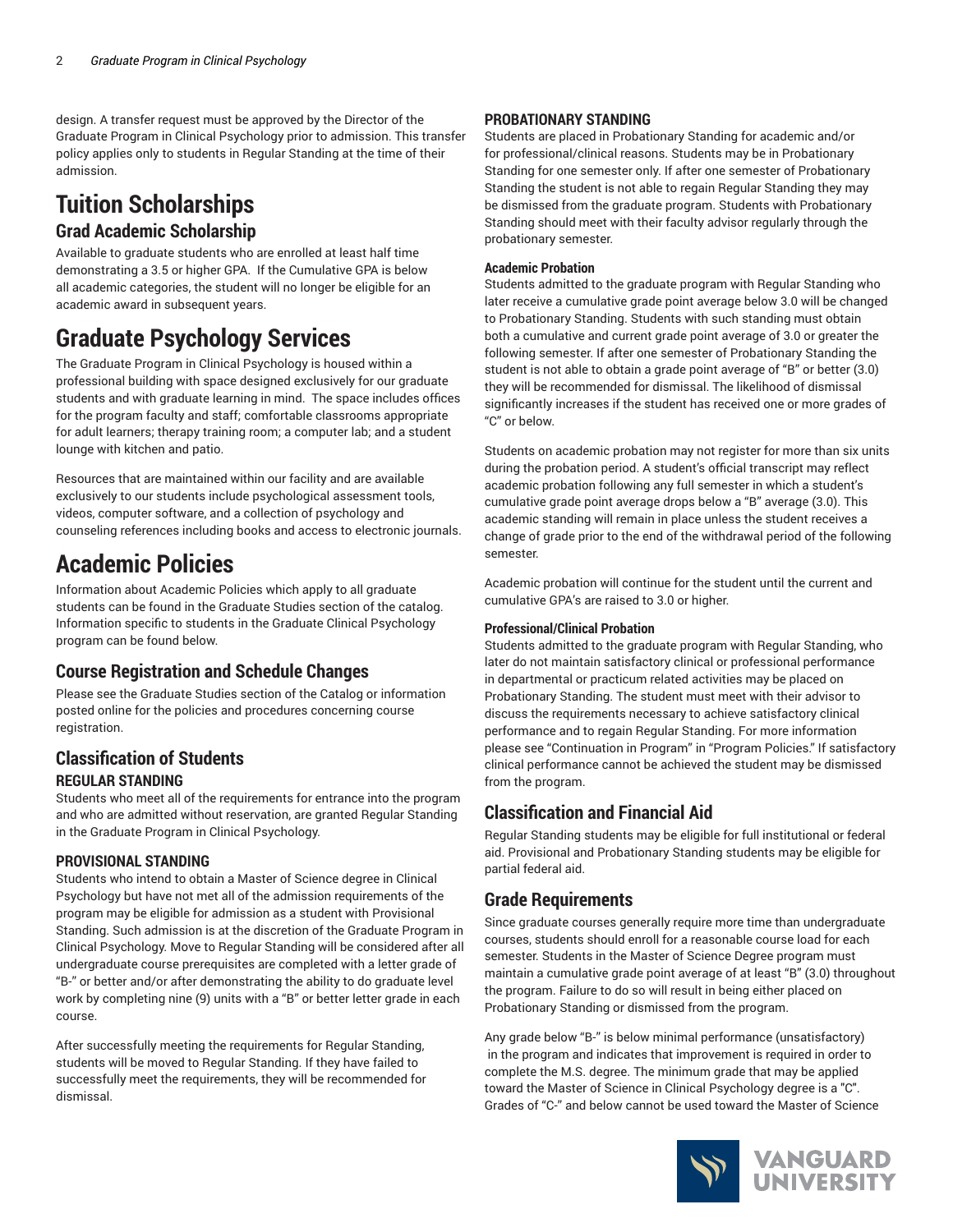design. A transfer request must be approved by the Director of the Graduate Program in Clinical Psychology prior to admission. This transfer policy applies only to students in Regular Standing at the time of their admission.

# Tuition Scholarships

## Grad Academic Scholarship

Available to graduate students who are enrolled at least half time demonstrating a 3.5 or higher GPA. If the Cumulative GPA is below all academic categories, the student will no longer be eligible for an academic award in subsequent years.

# Graduate Psychology Services

The Graduate Program in Clinical Psychology is housed within a professional building with space designed exclusively for our graduate students and with graduate learning in mind. The space includes offices for the program faculty and staff; comfortable classrooms appropriate for adult learners; therapy training room; a computer lab; and a student lounge with kitchen and patio.

Resources that are maintained within our facility and are available exclusively to our students include psychological assessment tools, videos, computer software, and a collection of psychology and counseling references including books and access to electronic journals.

# Academic Policies

Information about Academic Policies which apply to all graduate students can be found in the Graduate Studies section of the catalog. Information specific to students in the Graduate Clinical Psychology program can be found below.

## Course Registration and Schedule Changes

Please see the Graduate Studies section of the Catalog or information posted online for the policies and procedures concerning course registration.

## Classification of Students

### REGULAR STANDING

Students who meet all of the requirements for entrance into the program and who are admitted without reservation, are granted Regular Standing in the Graduate Program in Clinical Psychology.

### PROVISIONAL STANDING

Students who intend to obtain a Master of Science degree in Clinical Psychology but have not met all of the admission requirements of the program may be eligible for admission as a student with Provisional Standing. Such admission is at the discretion of the Graduate Program in Clinical Psychology. Move to Regular Standing will be considered after all undergraduate course prerequisites are completed with a letter grade of "B-" or better and/or after demonstrating the ability to do graduate level work by completing nine (9) units with a "B" or better letter grade in each course.

After successfully meeting the requirements for Regular Standing, students will be moved to Regular Standing. If they have failed to successfully meet the requirements, they will be recommended for dismissal.

### PROBATIONARY STANDING

Students are placed in Probationary Standing for academic and/or for professional/clinical reasons. Students may be in Probationary Standing for one semester only. If after one semester of Probationary Standing the student is not able to regain Regular Standing they may be dismissed from the graduate program. Students with Probationary Standing should meet with their faculty advisor regularly through the probationary semester.

#### Academic Probation

Students admitted to the graduate program with Regular Standing who later receive a cumulative grade point average below 3.0 will be changed to Probationary Standing. Students with such standing must obtain both a cumulative and current grade point average of 3.0 or greater the following semester. If after one semester of Probationary Standing the student is not able to obtain a grade point average of "B" or better (3.0) they will be recommended for dismissal. The likelihood of dismissal significantly increases if the student has received one or more grades of "C" or below.

Students on academic probation may not register for more than six units during the probation period. A student's official transcript may reflect academic probation following any full semester in which a student's cumulative grade point average drops below a "B" average (3.0). This academic standing will remain in place unless the student receives a change of grade prior to the end of the withdrawal period of the following semester.

Academic probation will continue for the student until the current and cumulative GPA's are raised to 3.0 or higher.

#### Professional/Clinical Probation

Students admitted to the graduate program with Regular Standing, who later do not maintain satisfactory clinical or professional performance in departmental or practicum related activities may be placed on Probationary Standing. The student must meet with their advisor to discuss the requirements necessary to achieve satisfactory clinical performance and to regain Regular Standing. For more information please see "Continuation in Program" in "Program Policies." If satisfactory clinical performance cannot be achieved the student may be dismissed from the program.

## Classification and Financial Aid

Regular Standing students may be eligible for full institutional or federal aid. Provisional and Probationary Standing students may be eligible for partial federal aid.

## Grade Requirements

Since graduate courses generally require more time than undergraduate courses, students should enroll for a reasonable course load for each semester. Students in the Master of Science Degree program must maintain a cumulative grade point average of at least "B" (3.0) throughout the program. Failure to do so will result in being either placed on Probationary Standing or dismissed from the program.

Any grade below "B-" is below minimal performance (unsatisfactory) in the program and indicates that improvement is required in order to complete the M.S. degree. The minimum grade that may be applied toward the Master of Science in Clinical Psychology degree is a "C". Grades of "C-" and below cannot be used toward the Master of Science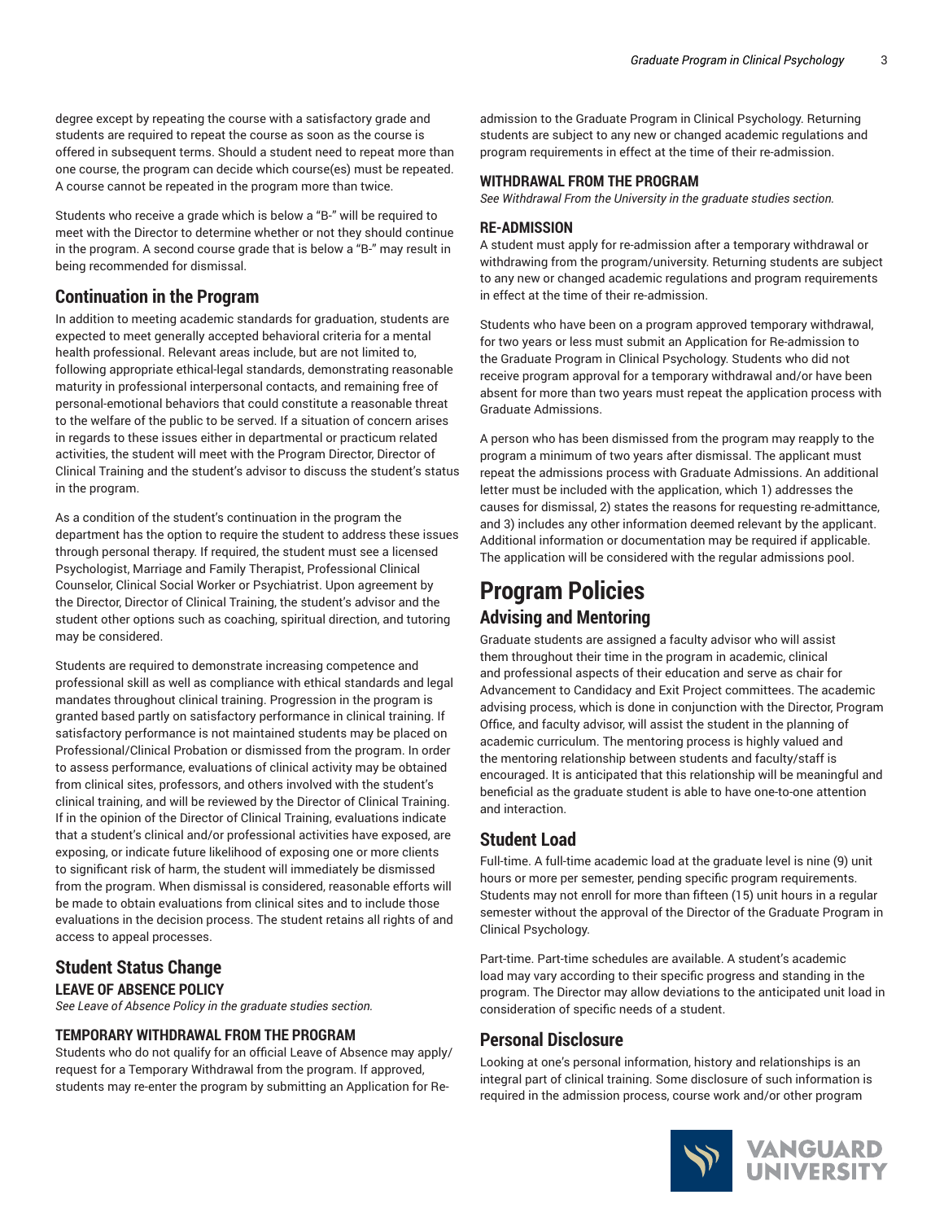degree except by repeating the course with a satisfactory grade and students are required to repeat the course as soon as the course is offered in subsequent terms. Should a student need to repeat more than one course, the program can decide which course(s) must be repeated. A course cannot be repeated in the program more than twice.

Students who receive a grade which is below a "B-" will be required to meet with the Director to determine whether or not they should continue in the program. A second course grade that is below a "B-" may result in being recommended for dismissal.

## Continuation in the Program

In addition to meeting academic standards for graduation, students are expected to meet generally accepted behavioral criteria for a mental health professional. Relevant areas include, but are not limited to, following appropriate ethical-legal standards, demonstrating reasonable maturity in professional interpersonal contacts, and remaining free of personal-emotional behaviors that could constitute a reasonable threat to the welfare of the public to be served. If a situation of concern arises in regards to these issues either in departmental or practicum related activities, the student will meet with the Program Director, Director of Clinical Training and the student's advisor to discuss the student's status in the program.

As a condition of the student's continuation in the program the department has the option to require the student to address these issues through personal therapy. If required, the student must see a licensed Psychologist, Marriage and Family Therapist, Professional Clinical Counselor, Clinical Social Worker or Psychiatrist. Upon agreement by the Director, Director of Clinical Training, the student's advisor and the student other options such as coaching, spiritual direction, and tutoring may be considered.

Students are required to demonstrate increasing competence and professional skill as well as compliance with ethical standards and legal mandates throughout clinical training. Progression in the program is granted based partly on satisfactory performance in clinical training. If satisfactory performance is not maintained students may be placed on Professional/Clinical Probation or dismissed from the program. In order to assess performance, evaluations of clinical activity may be obtained from clinical sites, professors, and others involved with the student's clinical training, and will be reviewed by the Director of Clinical Training. If in the opinion of the Director of Clinical Training, evaluations indicate that a student's clinical and/or professional activities have exposed, are exposing, or indicate future likelihood of exposing one or more clients to significant risk of harm, the student will immediately be dismissed from the program. When dismissal is considered, reasonable efforts will be made to obtain evaluations from clinical sites and to include those evaluations in the decision process. The student retains all rights of and access to appeal processes.

## Student Status Change

### LEAVE OF ABSENCE POLICY

*See Leave of Absence Policy in the graduate studies section.*

### TEMPORARY WITHDRAWAL FROM THE PROGRAM

Students who do not qualify for an official Leave of Absence may apply/request for a Temporary Withdrawal from the program. If approved, students may re-enter the program by submitting an Application for Re-admission to the Graduate Program in Clinical Psychology. Returning students are subject to any new or changed academic regulations and program requirements in effect at the time of their re-admission.

### WITHDRAWAL FROM THE PROGRAM

*See Withdrawal From the University in the graduate studies section.*

### RE-ADMISSION

A student must apply for re-admission after a temporary withdrawal or withdrawing from the program/university. Returning students are subject to any new or changed academic regulations and program requirements in effect at the time of their re-admission.

Students who have been on a program approved temporary withdrawal, for two years or less must submit an Application for Re-admission to the Graduate Program in Clinical Psychology. Students who did not receive program approval for a temporary withdrawal and/or have been absent for more than two years must repeat the application process with Graduate Admissions.

A person who has been dismissed from the program may reapply to the program a minimum of two years after dismissal. The applicant must repeat the admissions process with Graduate Admissions. An additional letter must be included with the application, which 1) addresses the causes for dismissal, 2) states the reasons for requesting re-admittance, and 3) includes any other information deemed relevant by the applicant. Additional information or documentation may be required if applicable. The application will be considered with the regular admissions pool.

# Program Policies

## Advising and Mentoring

Graduate students are assigned a faculty advisor who will assist them throughout their time in the program in academic, clinical and professional aspects of their education and serve as chair for Advancement to Candidacy and Exit Project committees. The academic advising process, which is done in conjunction with the Director, Program Office, and faculty advisor, will assist the student in the planning of academic curriculum. The mentoring process is highly valued and the mentoring relationship between students and faculty/staff is encouraged. It is anticipated that this relationship will be meaningful and beneficial as the graduate student is able to have one-to-one attention and interaction.

## Student Load

Full-time. A full-time academic load at the graduate level is nine (9) unit hours or more per semester, pending specific program requirements. Students may not enroll for more than fifteen (15) unit hours in a regular semester without the approval of the Director of the Graduate Program in Clinical Psychology.

Part-time. Part-time schedules are available. A student's academic load may vary according to their specific progress and standing in the program. The Director may allow deviations to the anticipated unit load in consideration of specific needs of a student.

## Personal Disclosure

Looking at one's personal information, history and relationships is an integral part of clinical training. Some disclosure of such information is required in the admission process, course work and/or other program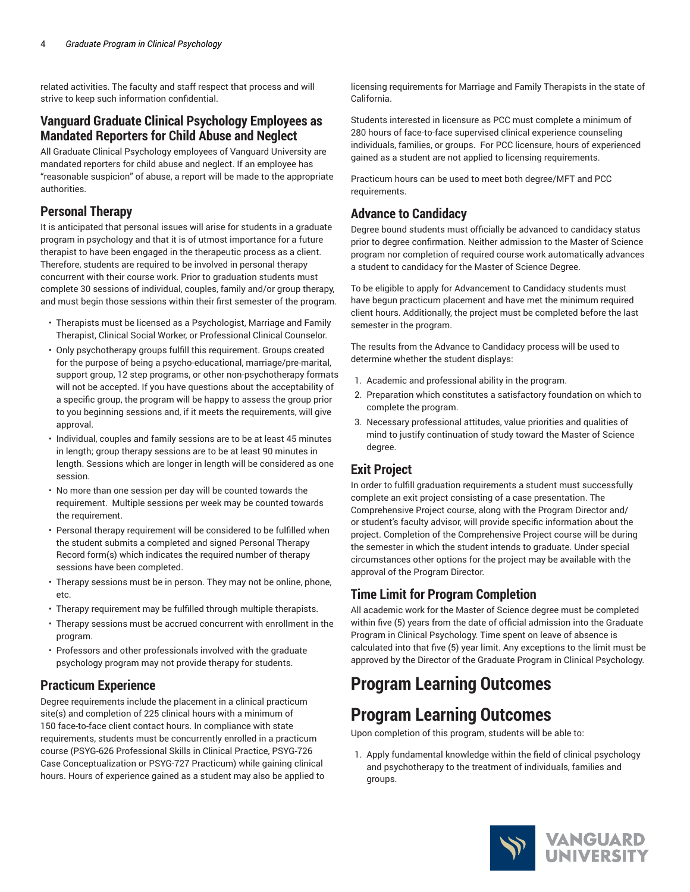related activities. The faculty and staff respect that process and will strive to keep such information confidential.

### Vanguard Graduate Clinical Psychology Employees as Mandated Reporters for Child Abuse and Neglect

All Graduate Clinical Psychology employees of Vanguard University are mandated reporters for child abuse and neglect. If an employee has "reasonable suspicion" of abuse, a report will be made to the appropriate authorities.

### Personal Therapy

It is anticipated that personal issues will arise for students in a graduate program in psychology and that it is of utmost importance for a future therapist to have been engaged in the therapeutic process as a client. Therefore, students are required to be involved in personal therapy concurrent with their course work. Prior to graduation students must complete 30 sessions of individual, couples, family and/or group therapy, and must begin those sessions within their first semester of the program.

- Therapists must be licensed as a Psychologist, Marriage and Family Therapist, Clinical Social Worker, or Professional Clinical Counselor.
- Only psychotherapy groups fulfill this requirement. Groups created for the purpose of being a psycho-educational, marriage/pre-marital, support group, 12 step programs, or other non-psychotherapy formats will not be accepted. If you have questions about the acceptability of a specific group, the program will be happy to assess the group prior to you beginning sessions and, if it meets the requirements, will give approval.
- Individual, couples and family sessions are to be at least 45 minutes in length; group therapy sessions are to be at least 90 minutes in length. Sessions which are longer in length will be considered as one session.
- No more than one session per day will be counted towards the requirement. Multiple sessions per week may be counted towards the requirement.
- Personal therapy requirement will be considered to be fulfilled when the student submits a completed and signed Personal Therapy Record form(s) which indicates the required number of therapy sessions have been completed.
- Therapy sessions must be in person. They may not be online, phone, etc.
- Therapy requirement may be fulfilled through multiple therapists.
- Therapy sessions must be accrued concurrent with enrollment in the program.
- Professors and other professionals involved with the graduate psychology program may not provide therapy for students.

### Practicum Experience

Degree requirements include the placement in a clinical practicum site(s) and completion of 225 clinical hours with a minimum of 150 face-to-face client contact hours. In compliance with state requirements, students must be concurrently enrolled in a practicum course (PSYG-626 Professional Skills in Clinical Practice, PSYG-726 Case Conceptualization or PSYG-727 Practicum) while gaining clinical hours. Hours of experience gained as a student may also be applied to licensing requirements for Marriage and Family Therapists in the state of California.

Students interested in licensure as PCC must complete a minimum of 280 hours of face-to-face supervised clinical experience counseling individuals, families, or groups. For PCC licensure, hours of experienced gained as a student are not applied to licensing requirements.

Practicum hours can be used to meet both degree/MFT and PCC requirements.

### Advance to Candidacy

Degree bound students must officially be advanced to candidacy status prior to degree confirmation. Neither admission to the Master of Science program nor completion of required course work automatically advances a student to candidacy for the Master of Science Degree.

To be eligible to apply for Advancement to Candidacy students must have begun practicum placement and have met the minimum required client hours. Additionally, the project must be completed before the last semester in the program.

The results from the Advance to Candidacy process will be used to determine whether the student displays:

1. Academic and professional ability in the program.
2. Preparation which constitutes a satisfactory foundation on which to complete the program.
3. Necessary professional attitudes, value priorities and qualities of mind to justify continuation of study toward the Master of Science degree.

### Exit Project

In order to fulfill graduation requirements a student must successfully complete an exit project consisting of a case presentation. The Comprehensive Project course, along with the Program Director and/or student's faculty advisor, will provide specific information about the project. Completion of the Comprehensive Project course will be during the semester in which the student intends to graduate. Under special circumstances other options for the project may be available with the approval of the Program Director.

### Time Limit for Program Completion

All academic work for the Master of Science degree must be completed within five (5) years from the date of official admission into the Graduate Program in Clinical Psychology. Time spent on leave of absence is calculated into that five (5) year limit. Any exceptions to the limit must be approved by the Director of the Graduate Program in Clinical Psychology.

## Program Learning Outcomes

## Program Learning Outcomes

Upon completion of this program, students will be able to:

1. Apply fundamental knowledge within the field of clinical psychology and psychotherapy to the treatment of individuals, families and groups.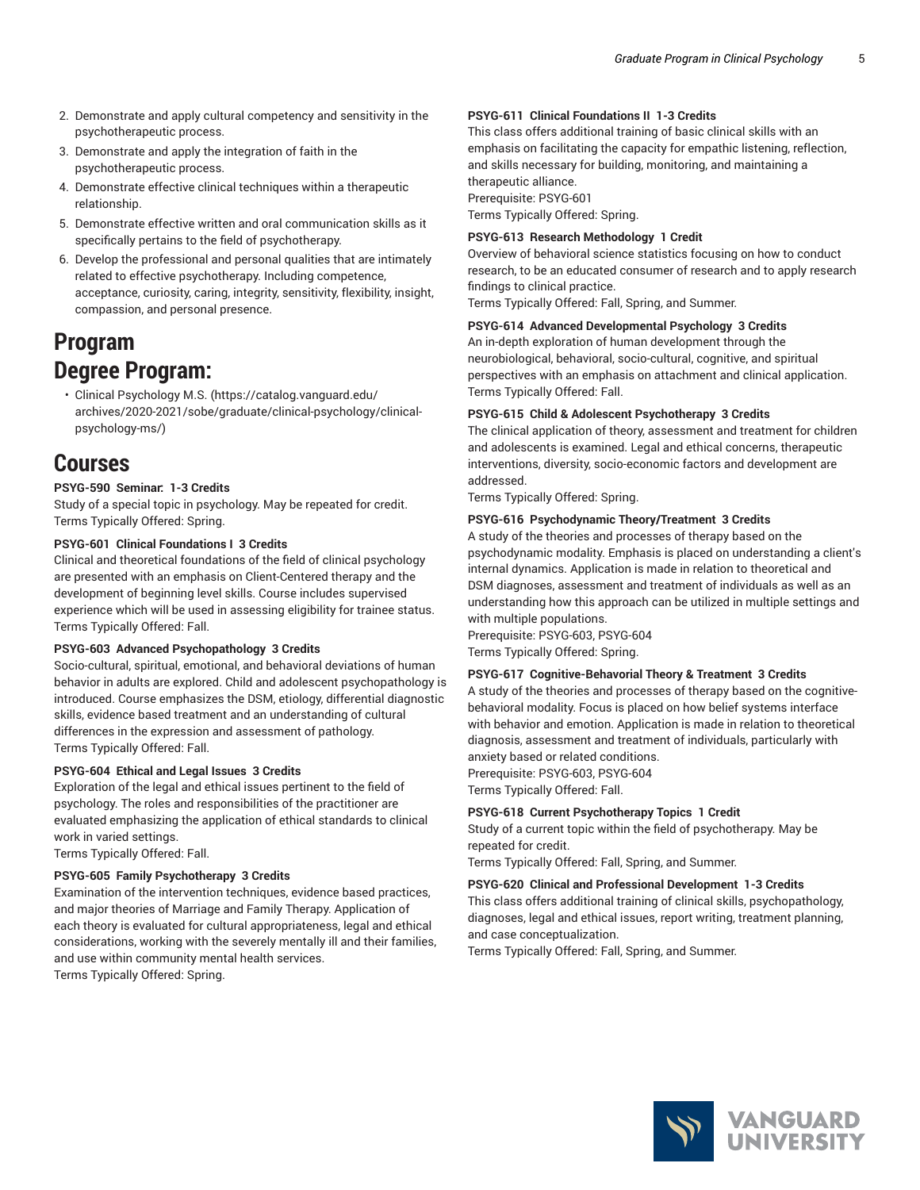2. Demonstrate and apply cultural competency and sensitivity in the psychotherapeutic process.
3. Demonstrate and apply the integration of faith in the psychotherapeutic process.
4. Demonstrate effective clinical techniques within a therapeutic relationship.
5. Demonstrate effective written and oral communication skills as it specifically pertains to the field of psychotherapy.
6. Develop the professional and personal qualities that are intimately related to effective psychotherapy. Including competence, acceptance, curiosity, caring, integrity, sensitivity, flexibility, insight, compassion, and personal presence.

# Program

# Degree Program:

- Clinical Psychology M.S. (https://catalog.vanguard.edu/archives/2020-2021/sobe/graduate/clinical-psychology/clinical-psychology-ms/)

# Courses

**PSYG-590 Seminar: 1-3 Credits**
Study of a special topic in psychology. May be repeated for credit.
Terms Typically Offered: Spring.

**PSYG-601 Clinical Foundations I 3 Credits**
Clinical and theoretical foundations of the field of clinical psychology are presented with an emphasis on Client-Centered therapy and the development of beginning level skills. Course includes supervised experience which will be used in assessing eligibility for trainee status.
Terms Typically Offered: Fall.

**PSYG-603 Advanced Psychopathology 3 Credits**
Socio-cultural, spiritual, emotional, and behavioral deviations of human behavior in adults are explored. Child and adolescent psychopathology is introduced. Course emphasizes the DSM, etiology, differential diagnostic skills, evidence based treatment and an understanding of cultural differences in the expression and assessment of pathology.
Terms Typically Offered: Fall.

**PSYG-604 Ethical and Legal Issues 3 Credits**
Exploration of the legal and ethical issues pertinent to the field of psychology. The roles and responsibilities of the practitioner are evaluated emphasizing the application of ethical standards to clinical work in varied settings.
Terms Typically Offered: Fall.

**PSYG-605 Family Psychotherapy 3 Credits**
Examination of the intervention techniques, evidence based practices, and major theories of Marriage and Family Therapy. Application of each theory is evaluated for cultural appropriateness, legal and ethical considerations, working with the severely mentally ill and their families, and use within community mental health services.
Terms Typically Offered: Spring.

**PSYG-611 Clinical Foundations II 1-3 Credits**
This class offers additional training of basic clinical skills with an emphasis on facilitating the capacity for empathic listening, reflection, and skills necessary for building, monitoring, and maintaining a therapeutic alliance.
Prerequisite: PSYG-601
Terms Typically Offered: Spring.

**PSYG-613 Research Methodology 1 Credit**
Overview of behavioral science statistics focusing on how to conduct research, to be an educated consumer of research and to apply research findings to clinical practice.
Terms Typically Offered: Fall, Spring, and Summer.

**PSYG-614 Advanced Developmental Psychology 3 Credits**
An in-depth exploration of human development through the neurobiological, behavioral, socio-cultural, cognitive, and spiritual perspectives with an emphasis on attachment and clinical application.
Terms Typically Offered: Fall.

**PSYG-615 Child & Adolescent Psychotherapy 3 Credits**
The clinical application of theory, assessment and treatment for children and adolescents is examined. Legal and ethical concerns, therapeutic interventions, diversity, socio-economic factors and development are addressed.
Terms Typically Offered: Spring.

**PSYG-616 Psychodynamic Theory/Treatment 3 Credits**
A study of the theories and processes of therapy based on the psychodynamic modality. Emphasis is placed on understanding a client's internal dynamics. Application is made in relation to theoretical and DSM diagnoses, assessment and treatment of individuals as well as an understanding how this approach can be utilized in multiple settings and with multiple populations.
Prerequisite: PSYG-603, PSYG-604
Terms Typically Offered: Spring.

**PSYG-617 Cognitive-Behavioral Theory & Treatment 3 Credits**
A study of the theories and processes of therapy based on the cognitive-behavioral modality. Focus is placed on how belief systems interface with behavior and emotion. Application is made in relation to theoretical diagnosis, assessment and treatment of individuals, particularly with anxiety based or related conditions.
Prerequisite: PSYG-603, PSYG-604
Terms Typically Offered: Fall.

**PSYG-618 Current Psychotherapy Topics 1 Credit**
Study of a current topic within the field of psychotherapy. May be repeated for credit.
Terms Typically Offered: Fall, Spring, and Summer.

**PSYG-620 Clinical and Professional Development 1-3 Credits**
This class offers additional training of clinical skills, psychopathology, diagnoses, legal and ethical issues, report writing, treatment planning, and case conceptualization.
Terms Typically Offered: Fall, Spring, and Summer.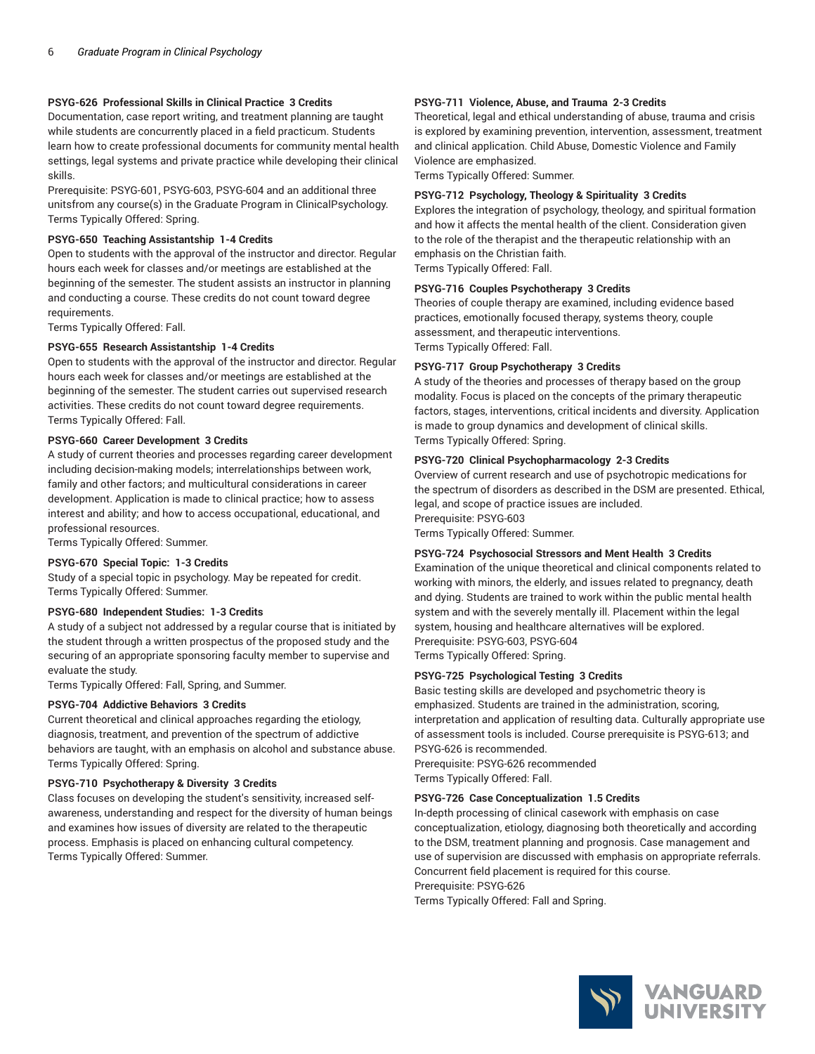**PSYG-626 Professional Skills in Clinical Practice 3 Credits**

Documentation, case report writing, and treatment planning are taught while students are concurrently placed in a field practicum. Students learn how to create professional documents for community mental health settings, legal systems and private practice while developing their clinical skills.

Prerequisite: PSYG-601, PSYG-603, PSYG-604 and an additional three unitsfrom any course(s) in the Graduate Program in ClinicalPsychology.

Terms Typically Offered: Spring.

**PSYG-650 Teaching Assistantship 1-4 Credits**

Open to students with the approval of the instructor and director. Regular hours each week for classes and/or meetings are established at the beginning of the semester. The student assists an instructor in planning and conducting a course. These credits do not count toward degree requirements.

Terms Typically Offered: Fall.

**PSYG-655 Research Assistantship 1-4 Credits**

Open to students with the approval of the instructor and director. Regular hours each week for classes and/or meetings are established at the beginning of the semester. The student carries out supervised research activities. These credits do not count toward degree requirements.

Terms Typically Offered: Fall.

**PSYG-660 Career Development 3 Credits**

A study of current theories and processes regarding career development including decision-making models; interrelationships between work, family and other factors; and multicultural considerations in career development. Application is made to clinical practice; how to assess interest and ability; and how to access occupational, educational, and professional resources.

Terms Typically Offered: Summer.

**PSYG-670 Special Topic: 1-3 Credits**

Study of a special topic in psychology. May be repeated for credit.

Terms Typically Offered: Summer.

**PSYG-680 Independent Studies: 1-3 Credits**

A study of a subject not addressed by a regular course that is initiated by the student through a written prospectus of the proposed study and the securing of an appropriate sponsoring faculty member to supervise and evaluate the study.

Terms Typically Offered: Fall, Spring, and Summer.

**PSYG-704 Addictive Behaviors 3 Credits**

Current theoretical and clinical approaches regarding the etiology, diagnosis, treatment, and prevention of the spectrum of addictive behaviors are taught, with an emphasis on alcohol and substance abuse.

Terms Typically Offered: Spring.

**PSYG-710 Psychotherapy & Diversity 3 Credits**

Class focuses on developing the student's sensitivity, increased self-awareness, understanding and respect for the diversity of human beings and examines how issues of diversity are related to the therapeutic process. Emphasis is placed on enhancing cultural competency.

Terms Typically Offered: Summer.

**PSYG-711 Violence, Abuse, and Trauma 2-3 Credits**

Theoretical, legal and ethical understanding of abuse, trauma and crisis is explored by examining prevention, intervention, assessment, treatment and clinical application. Child Abuse, Domestic Violence and Family Violence are emphasized.

Terms Typically Offered: Summer.

**PSYG-712 Psychology, Theology & Spirituality 3 Credits**

Explores the integration of psychology, theology, and spiritual formation and how it affects the mental health of the client. Consideration given to the role of the therapist and the therapeutic relationship with an emphasis on the Christian faith.

Terms Typically Offered: Fall.

**PSYG-716 Couples Psychotherapy 3 Credits**

Theories of couple therapy are examined, including evidence based practices, emotionally focused therapy, systems theory, couple assessment, and therapeutic interventions.

Terms Typically Offered: Fall.

**PSYG-717 Group Psychotherapy 3 Credits**

A study of the theories and processes of therapy based on the group modality. Focus is placed on the concepts of the primary therapeutic factors, stages, interventions, critical incidents and diversity. Application is made to group dynamics and development of clinical skills.

Terms Typically Offered: Spring.

**PSYG-720 Clinical Psychopharmacology 2-3 Credits**

Overview of current research and use of psychotropic medications for the spectrum of disorders as described in the DSM are presented. Ethical, legal, and scope of practice issues are included.

Prerequisite: PSYG-603

Terms Typically Offered: Summer.

**PSYG-724 Psychosocial Stressors and Ment Health 3 Credits**

Examination of the unique theoretical and clinical components related to working with minors, the elderly, and issues related to pregnancy, death and dying. Students are trained to work within the public mental health system and with the severely mentally ill. Placement within the legal system, housing and healthcare alternatives will be explored.

Prerequisite: PSYG-603, PSYG-604

Terms Typically Offered: Spring.

**PSYG-725 Psychological Testing 3 Credits**

Basic testing skills are developed and psychometric theory is emphasized. Students are trained in the administration, scoring, interpretation and application of resulting data. Culturally appropriate use of assessment tools is included. Course prerequisite is PSYG-613; and PSYG-626 is recommended.

Prerequisite: PSYG-626 recommended

Terms Typically Offered: Fall.

**PSYG-726 Case Conceptualization 1.5 Credits**

In-depth processing of clinical casework with emphasis on case conceptualization, etiology, diagnosing both theoretically and according to the DSM, treatment planning and prognosis. Case management and use of supervision are discussed with emphasis on appropriate referrals. Concurrent field placement is required for this course.

Prerequisite: PSYG-626

Terms Typically Offered: Fall and Spring.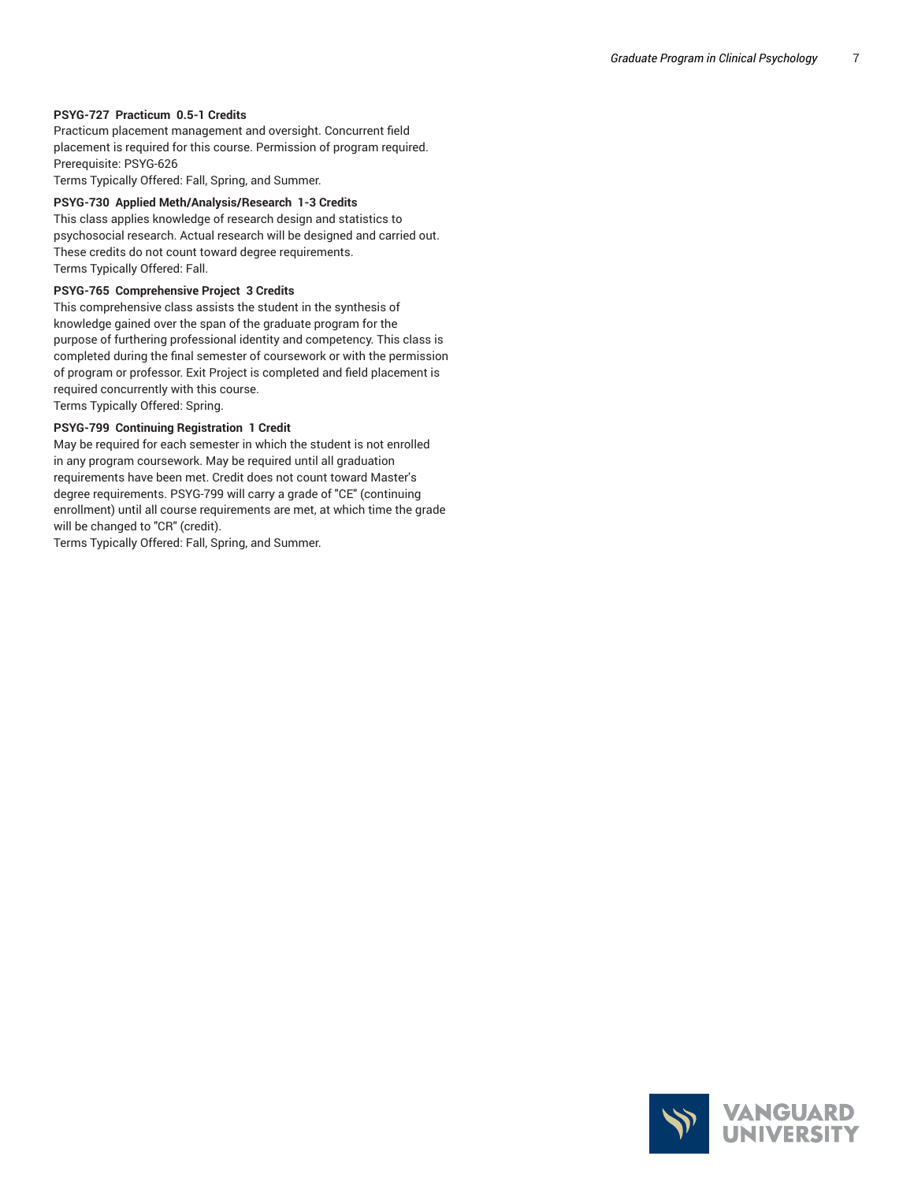**PSYG-727 Practicum 0.5-1 Credits**
Practicum placement management and oversight. Concurrent field placement is required for this course. Permission of program required.
Prerequisite: PSYG-626
Terms Typically Offered: Fall, Spring, and Summer.

**PSYG-730 Applied Meth/Analysis/Research 1-3 Credits**
This class applies knowledge of research design and statistics to psychosocial research. Actual research will be designed and carried out. These credits do not count toward degree requirements.
Terms Typically Offered: Fall.

**PSYG-765 Comprehensive Project 3 Credits**
This comprehensive class assists the student in the synthesis of knowledge gained over the span of the graduate program for the purpose of furthering professional identity and competency. This class is completed during the final semester of coursework or with the permission of program or professor. Exit Project is completed and field placement is required concurrently with this course.
Terms Typically Offered: Spring.

**PSYG-799 Continuing Registration 1 Credit**
May be required for each semester in which the student is not enrolled in any program coursework. May be required until all graduation requirements have been met. Credit does not count toward Master's degree requirements. PSYG-799 will carry a grade of "CE" (continuing enrollment) until all course requirements are met, at which time the grade will be changed to "CR" (credit).
Terms Typically Offered: Fall, Spring, and Summer.